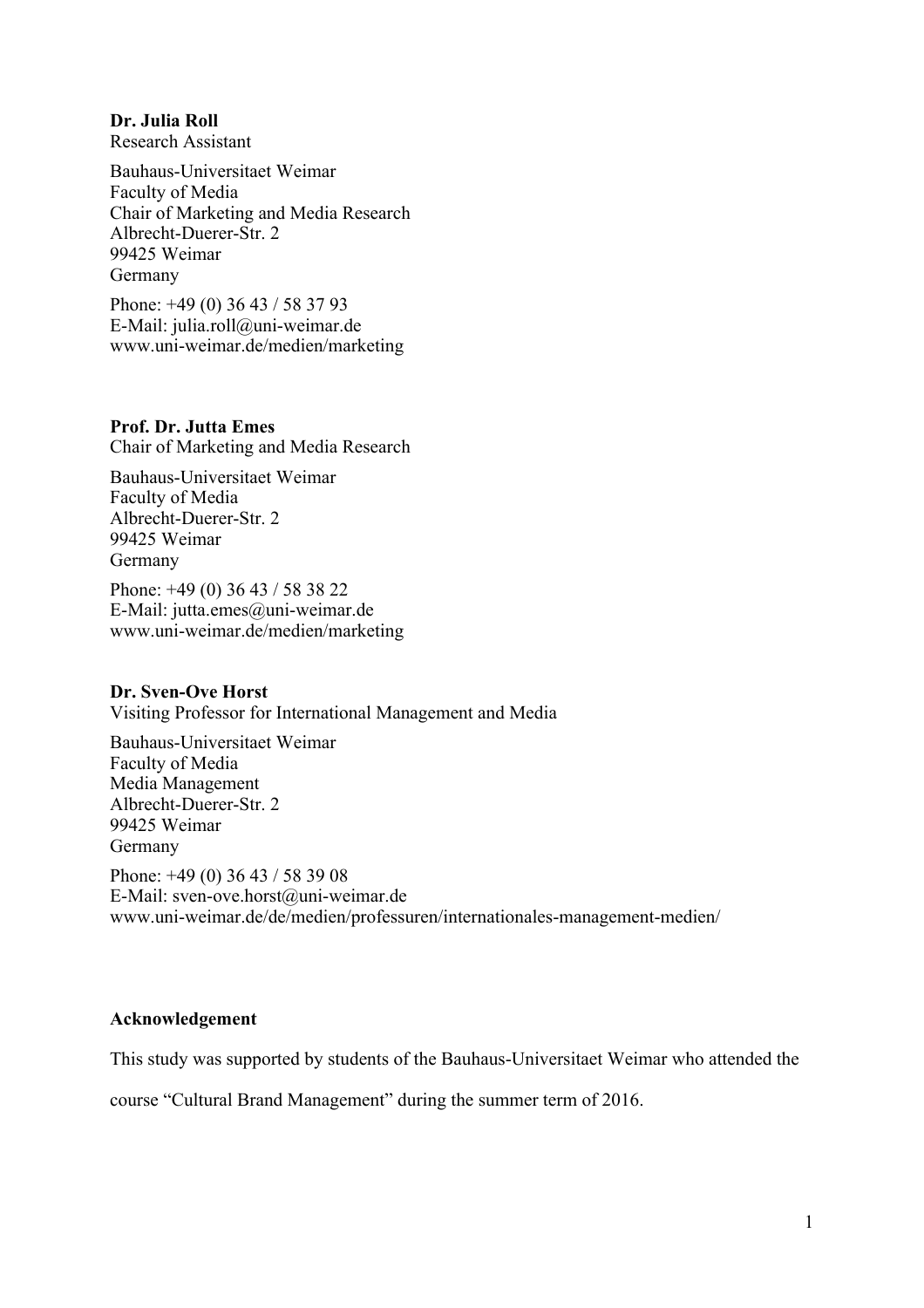**Dr. Julia Roll**
Research Assistant

Bauhaus-Universitaet Weimar
Faculty of Media
Chair of Marketing and Media Research
Albrecht-Duerer-Str. 2
99425 Weimar
Germany

Phone: +49 (0) 36 43 / 58 37 93
E-Mail: julia.roll@uni-weimar.de
www.uni-weimar.de/medien/marketing

**Prof. Dr. Jutta Emes**
Chair of Marketing and Media Research

Bauhaus-Universitaet Weimar
Faculty of Media
Albrecht-Duerer-Str. 2
99425 Weimar
Germany

Phone: +49 (0) 36 43 / 58 38 22
E-Mail: jutta.emes@uni-weimar.de
www.uni-weimar.de/medien/marketing

**Dr. Sven-Ove Horst**
Visiting Professor for International Management and Media

Bauhaus-Universitaet Weimar
Faculty of Media
Media Management
Albrecht-Duerer-Str. 2
99425 Weimar
Germany

Phone: +49 (0) 36 43 / 58 39 08
E-Mail: sven-ove.horst@uni-weimar.de
www.uni-weimar.de/de/medien/professuren/internationales-management-medien/

**Acknowledgement**

This study was supported by students of the Bauhaus-Universitaet Weimar who attended the course "Cultural Brand Management" during the summer term of 2016.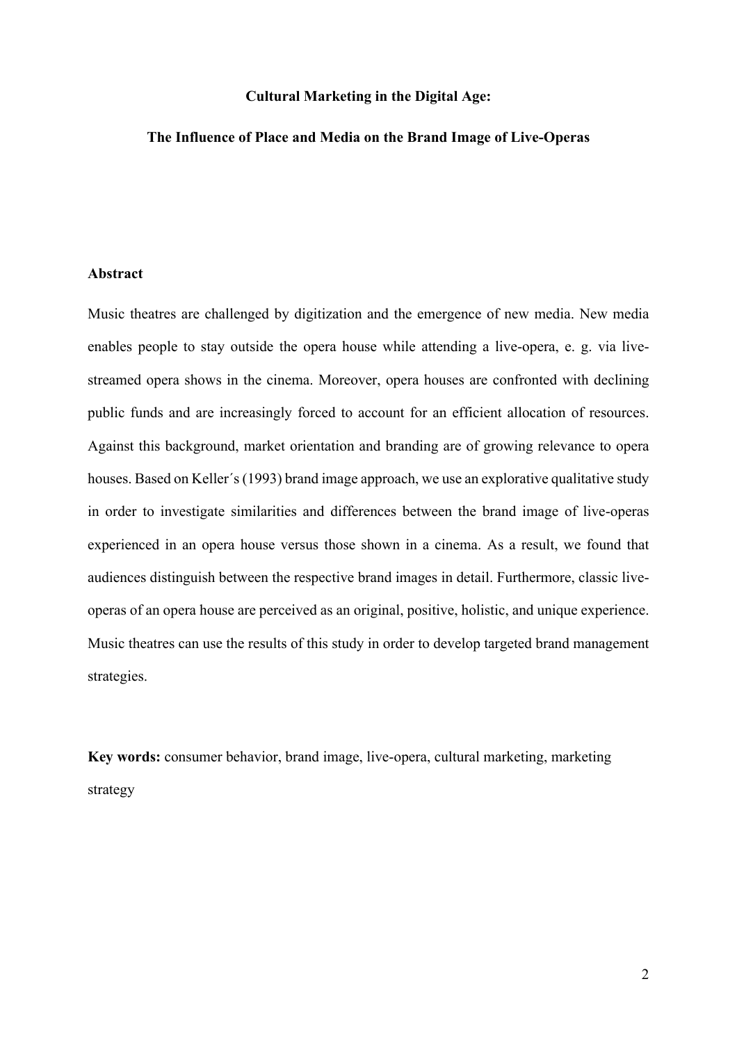**Cultural Marketing in the Digital Age:**

**The Influence of Place and Media on the Brand Image of Live-Operas**

## Abstract

Music theatres are challenged by digitization and the emergence of new media. New media enables people to stay outside the opera house while attending a live-opera, e. g. via live-streamed opera shows in the cinema. Moreover, opera houses are confronted with declining public funds and are increasingly forced to account for an efficient allocation of resources. Against this background, market orientation and branding are of growing relevance to opera houses. Based on Keller´s (1993) brand image approach, we use an explorative qualitative study in order to investigate similarities and differences between the brand image of live-operas experienced in an opera house versus those shown in a cinema. As a result, we found that audiences distinguish between the respective brand images in detail. Furthermore, classic live-operas of an opera house are perceived as an original, positive, holistic, and unique experience. Music theatres can use the results of this study in order to develop targeted brand management strategies.

**Key words:** consumer behavior, brand image, live-opera, cultural marketing, marketing strategy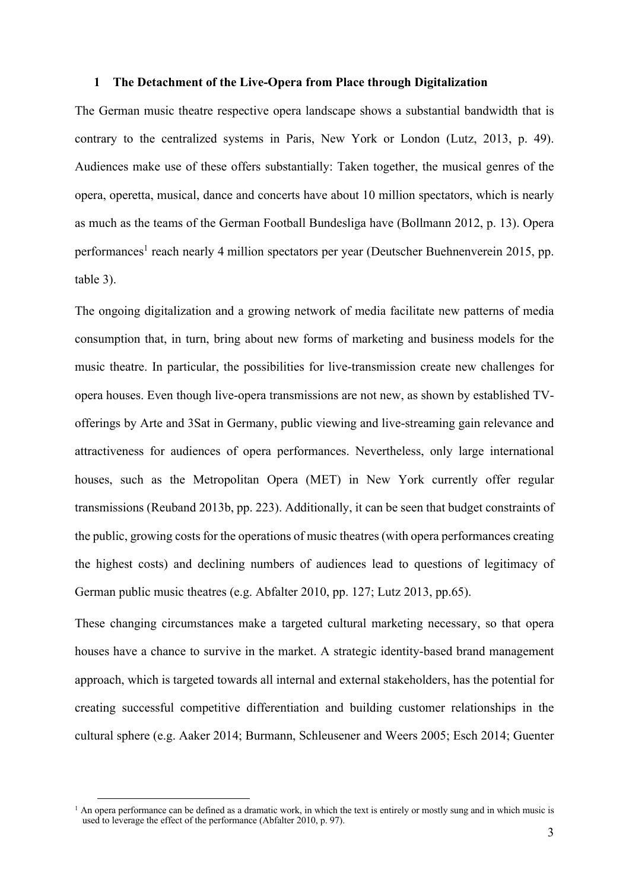## 1 The Detachment of the Live-Opera from Place through Digitalization

The German music theatre respective opera landscape shows a substantial bandwidth that is contrary to the centralized systems in Paris, New York or London (Lutz, 2013, p. 49). Audiences make use of these offers substantially: Taken together, the musical genres of the opera, operetta, musical, dance and concerts have about 10 million spectators, which is nearly as much as the teams of the German Football Bundesliga have (Bollmann 2012, p. 13). Opera performances[1] reach nearly 4 million spectators per year (Deutscher Buehnenverein 2015, pp. table 3).

The ongoing digitalization and a growing network of media facilitate new patterns of media consumption that, in turn, bring about new forms of marketing and business models for the music theatre. In particular, the possibilities for live-transmission create new challenges for opera houses. Even though live-opera transmissions are not new, as shown by established TV-offerings by Arte and 3Sat in Germany, public viewing and live-streaming gain relevance and attractiveness for audiences of opera performances. Nevertheless, only large international houses, such as the Metropolitan Opera (MET) in New York currently offer regular transmissions (Reuband 2013b, pp. 223). Additionally, it can be seen that budget constraints of the public, growing costs for the operations of music theatres (with opera performances creating the highest costs) and declining numbers of audiences lead to questions of legitimacy of German public music theatres (e.g. Abfalter 2010, pp. 127; Lutz 2013, pp.65).

These changing circumstances make a targeted cultural marketing necessary, so that opera houses have a chance to survive in the market. A strategic identity-based brand management approach, which is targeted towards all internal and external stakeholders, has the potential for creating successful competitive differentiation and building customer relationships in the cultural sphere (e.g. Aaker 2014; Burmann, Schleusener and Weers 2005; Esch 2014; Guenter

[1] An opera performance can be defined as a dramatic work, in which the text is entirely or mostly sung and in which music is used to leverage the effect of the performance (Abfalter 2010, p. 97).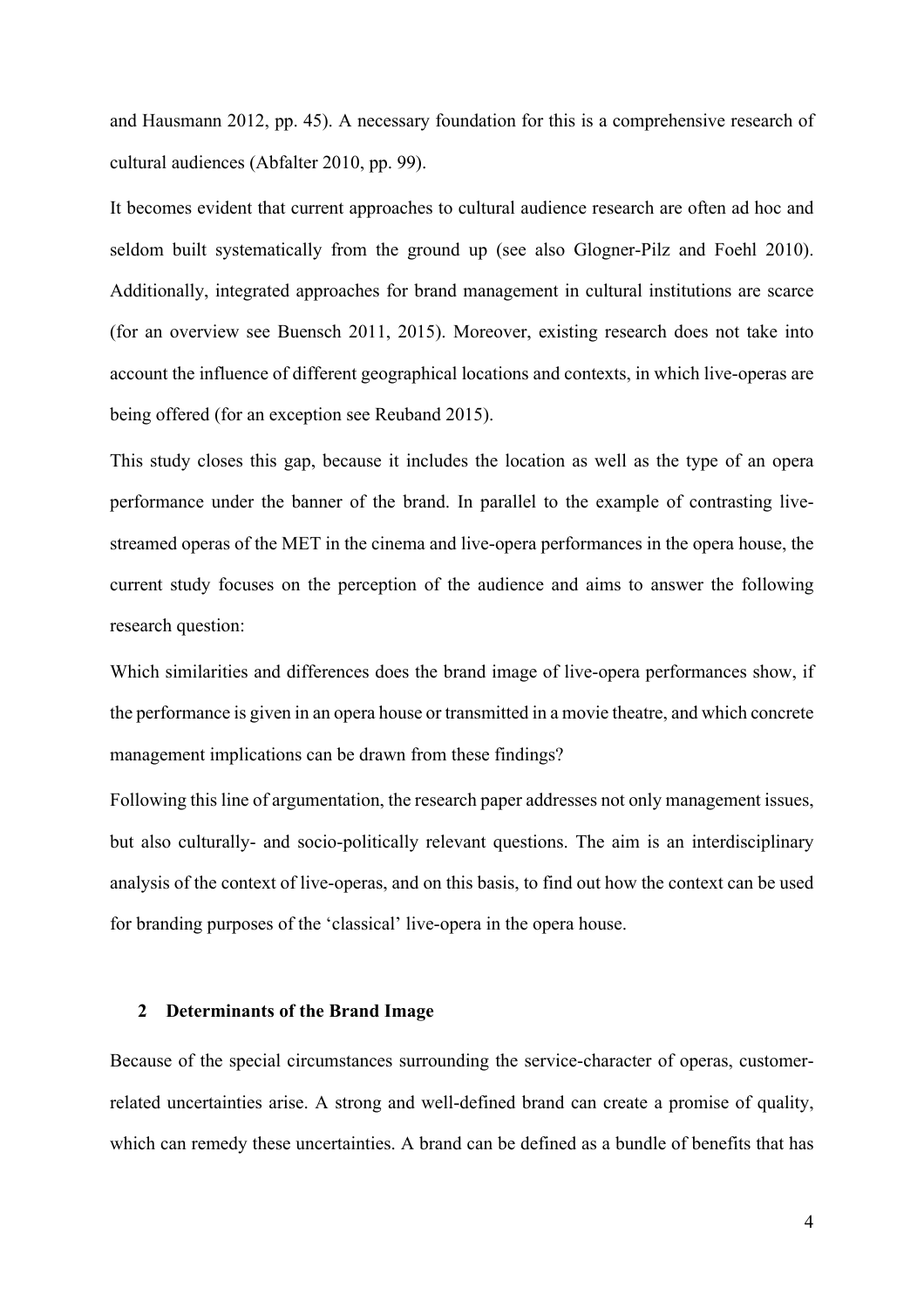and Hausmann 2012, pp. 45). A necessary foundation for this is a comprehensive research of cultural audiences (Abfalter 2010, pp. 99).

It becomes evident that current approaches to cultural audience research are often ad hoc and seldom built systematically from the ground up (see also Glogner-Pilz and Foehl 2010). Additionally, integrated approaches for brand management in cultural institutions are scarce (for an overview see Buensch 2011, 2015). Moreover, existing research does not take into account the influence of different geographical locations and contexts, in which live-operas are being offered (for an exception see Reuband 2015).

This study closes this gap, because it includes the location as well as the type of an opera performance under the banner of the brand. In parallel to the example of contrasting live-streamed operas of the MET in the cinema and live-opera performances in the opera house, the current study focuses on the perception of the audience and aims to answer the following research question:

Which similarities and differences does the brand image of live-opera performances show, if the performance is given in an opera house or transmitted in a movie theatre, and which concrete management implications can be drawn from these findings?

Following this line of argumentation, the research paper addresses not only management issues, but also culturally- and socio-politically relevant questions. The aim is an interdisciplinary analysis of the context of live-operas, and on this basis, to find out how the context can be used for branding purposes of the 'classical' live-opera in the opera house.

## 2 Determinants of the Brand Image

Because of the special circumstances surrounding the service-character of operas, customer-related uncertainties arise. A strong and well-defined brand can create a promise of quality, which can remedy these uncertainties. A brand can be defined as a bundle of benefits that has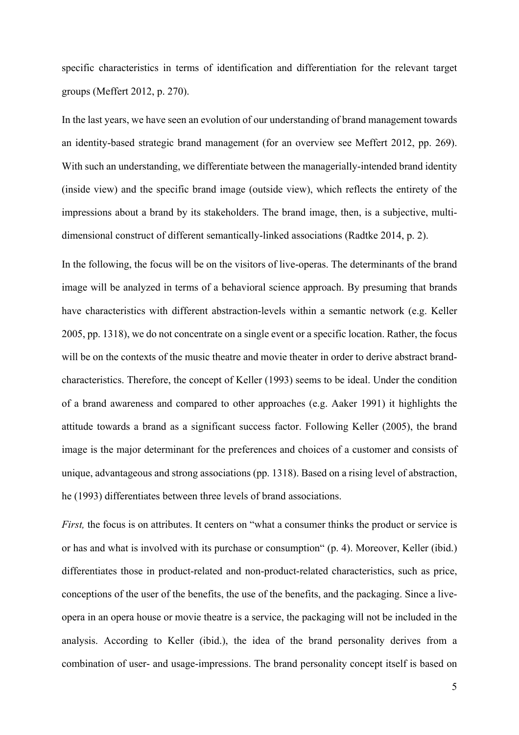specific characteristics in terms of identification and differentiation for the relevant target groups (Meffert 2012, p. 270).

In the last years, we have seen an evolution of our understanding of brand management towards an identity-based strategic brand management (for an overview see Meffert 2012, pp. 269). With such an understanding, we differentiate between the managerially-intended brand identity (inside view) and the specific brand image (outside view), which reflects the entirety of the impressions about a brand by its stakeholders. The brand image, then, is a subjective, multi-dimensional construct of different semantically-linked associations (Radtke 2014, p. 2).

In the following, the focus will be on the visitors of live-operas. The determinants of the brand image will be analyzed in terms of a behavioral science approach. By presuming that brands have characteristics with different abstraction-levels within a semantic network (e.g. Keller 2005, pp. 1318), we do not concentrate on a single event or a specific location. Rather, the focus will be on the contexts of the music theatre and movie theater in order to derive abstract brand-characteristics. Therefore, the concept of Keller (1993) seems to be ideal. Under the condition of a brand awareness and compared to other approaches (e.g. Aaker 1991) it highlights the attitude towards a brand as a significant success factor. Following Keller (2005), the brand image is the major determinant for the preferences and choices of a customer and consists of unique, advantageous and strong associations (pp. 1318). Based on a rising level of abstraction, he (1993) differentiates between three levels of brand associations.

*First,* the focus is on attributes. It centers on "what a consumer thinks the product or service is or has and what is involved with its purchase or consumption" (p. 4). Moreover, Keller (ibid.) differentiates those in product-related and non-product-related characteristics, such as price, conceptions of the user of the benefits, the use of the benefits, and the packaging. Since a live-opera in an opera house or movie theatre is a service, the packaging will not be included in the analysis. According to Keller (ibid.), the idea of the brand personality derives from a combination of user- and usage-impressions. The brand personality concept itself is based on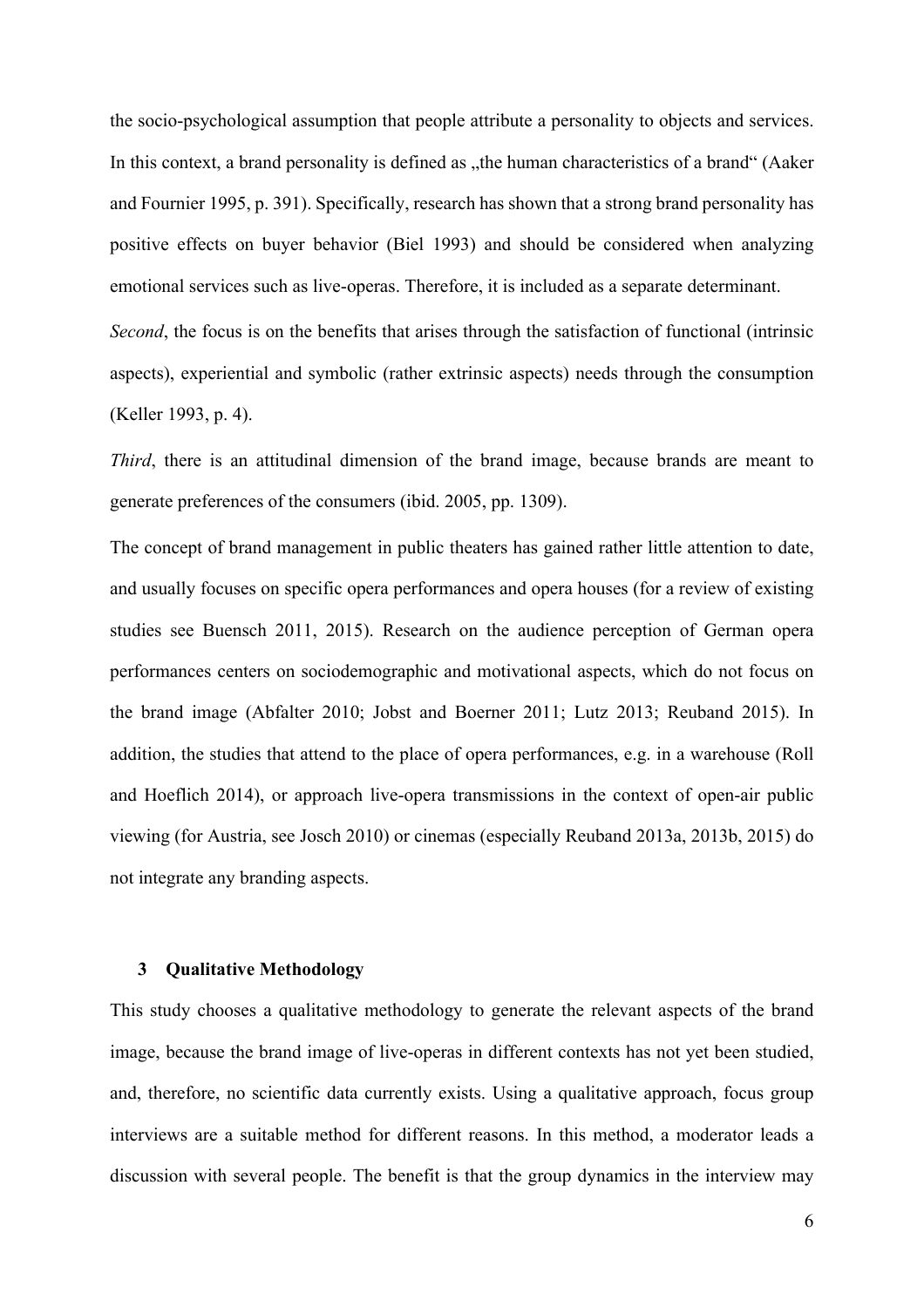the socio-psychological assumption that people attribute a personality to objects and services. In this context, a brand personality is defined as „the human characteristics of a brand“ (Aaker and Fournier 1995, p. 391). Specifically, research has shown that a strong brand personality has positive effects on buyer behavior (Biel 1993) and should be considered when analyzing emotional services such as live-operas. Therefore, it is included as a separate determinant.

*Second*, the focus is on the benefits that arises through the satisfaction of functional (intrinsic aspects), experiential and symbolic (rather extrinsic aspects) needs through the consumption (Keller 1993, p. 4).

*Third*, there is an attitudinal dimension of the brand image, because brands are meant to generate preferences of the consumers (ibid. 2005, pp. 1309).

The concept of brand management in public theaters has gained rather little attention to date, and usually focuses on specific opera performances and opera houses (for a review of existing studies see Buensch 2011, 2015). Research on the audience perception of German opera performances centers on sociodemographic and motivational aspects, which do not focus on the brand image (Abfalter 2010; Jobst and Boerner 2011; Lutz 2013; Reuband 2015). In addition, the studies that attend to the place of opera performances, e.g. in a warehouse (Roll and Hoeflich 2014), or approach live-opera transmissions in the context of open-air public viewing (for Austria, see Josch 2010) or cinemas (especially Reuband 2013a, 2013b, 2015) do not integrate any branding aspects.

## 3 Qualitative Methodology

This study chooses a qualitative methodology to generate the relevant aspects of the brand image, because the brand image of live-operas in different contexts has not yet been studied, and, therefore, no scientific data currently exists. Using a qualitative approach, focus group interviews are a suitable method for different reasons. In this method, a moderator leads a discussion with several people. The benefit is that the group dynamics in the interview may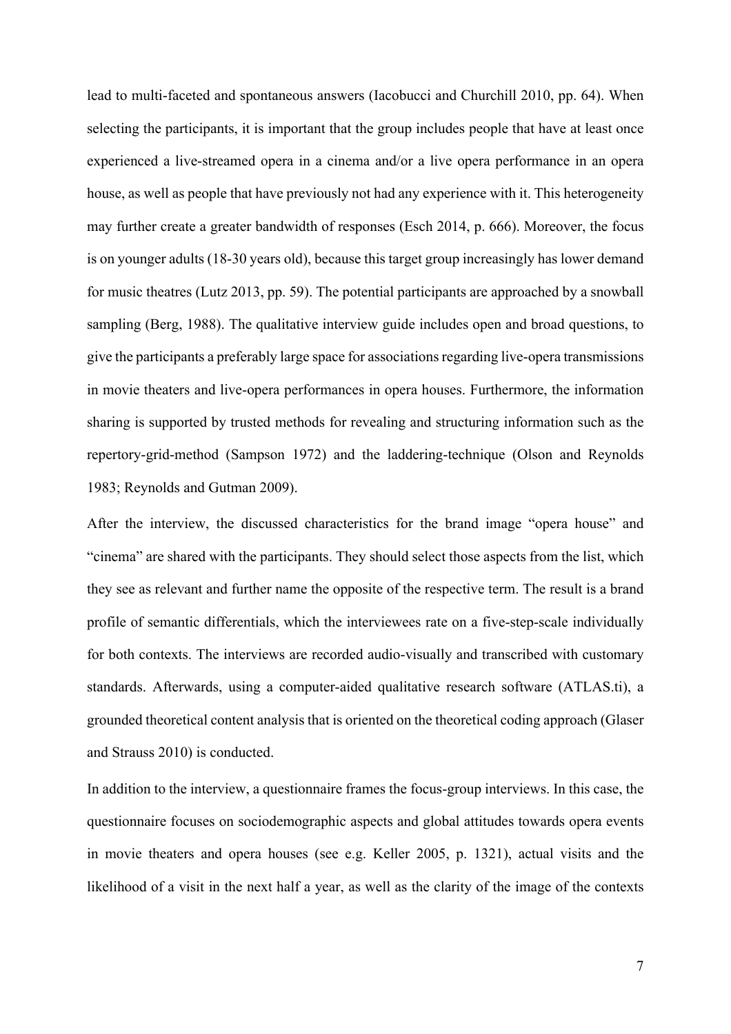lead to multi-faceted and spontaneous answers (Iacobucci and Churchill 2010, pp. 64). When selecting the participants, it is important that the group includes people that have at least once experienced a live-streamed opera in a cinema and/or a live opera performance in an opera house, as well as people that have previously not had any experience with it. This heterogeneity may further create a greater bandwidth of responses (Esch 2014, p. 666). Moreover, the focus is on younger adults (18-30 years old), because this target group increasingly has lower demand for music theatres (Lutz 2013, pp. 59). The potential participants are approached by a snowball sampling (Berg, 1988). The qualitative interview guide includes open and broad questions, to give the participants a preferably large space for associations regarding live-opera transmissions in movie theaters and live-opera performances in opera houses. Furthermore, the information sharing is supported by trusted methods for revealing and structuring information such as the repertory-grid-method (Sampson 1972) and the laddering-technique (Olson and Reynolds 1983; Reynolds and Gutman 2009).

After the interview, the discussed characteristics for the brand image "opera house" and "cinema" are shared with the participants. They should select those aspects from the list, which they see as relevant and further name the opposite of the respective term. The result is a brand profile of semantic differentials, which the interviewees rate on a five-step-scale individually for both contexts. The interviews are recorded audio-visually and transcribed with customary standards. Afterwards, using a computer-aided qualitative research software (ATLAS.ti), a grounded theoretical content analysis that is oriented on the theoretical coding approach (Glaser and Strauss 2010) is conducted.

In addition to the interview, a questionnaire frames the focus-group interviews. In this case, the questionnaire focuses on sociodemographic aspects and global attitudes towards opera events in movie theaters and opera houses (see e.g. Keller 2005, p. 1321), actual visits and the likelihood of a visit in the next half a year, as well as the clarity of the image of the contexts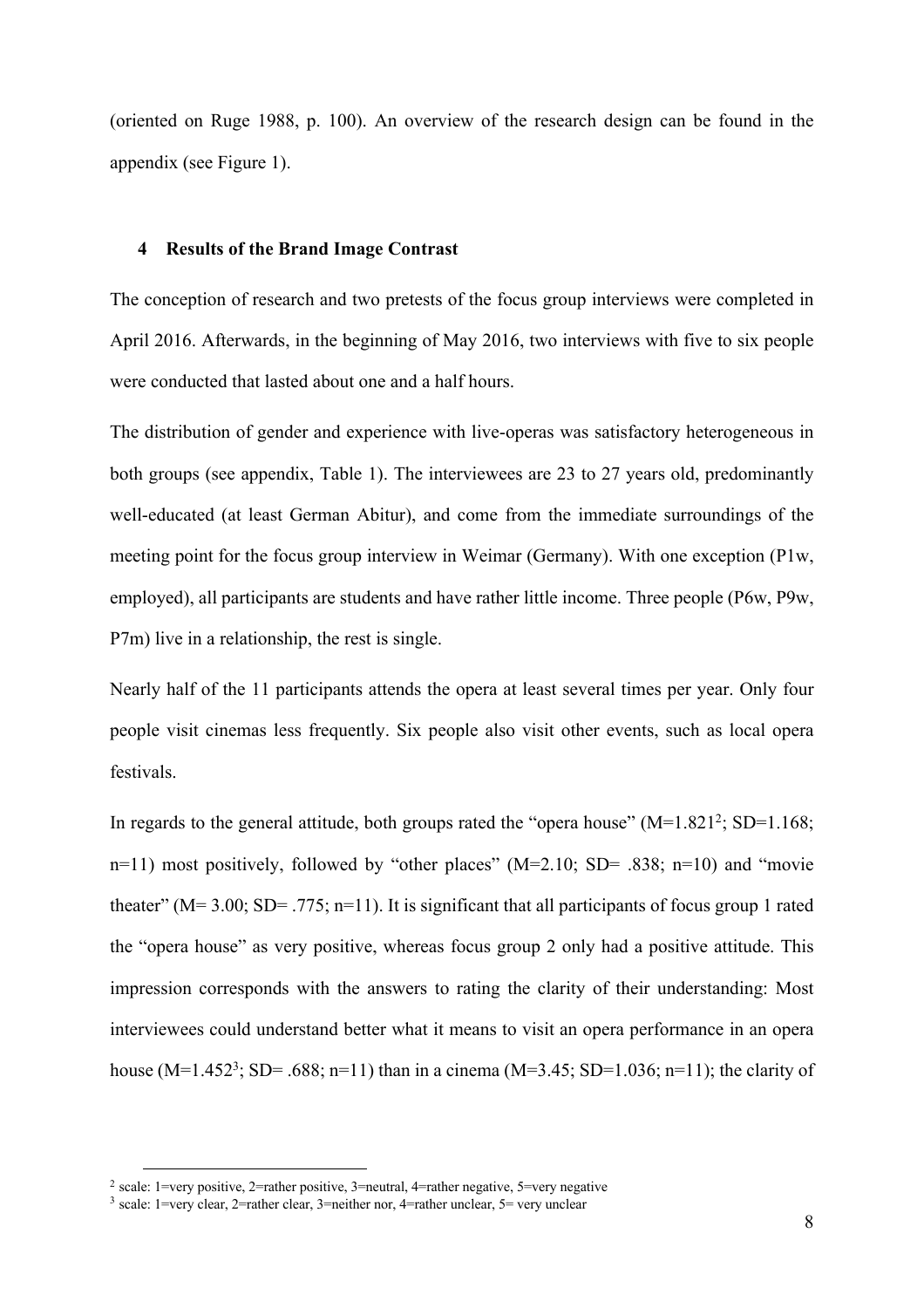(oriented on Ruge 1988, p. 100). An overview of the research design can be found in the appendix (see Figure 1).

## 4 Results of the Brand Image Contrast

The conception of research and two pretests of the focus group interviews were completed in April 2016. Afterwards, in the beginning of May 2016, two interviews with five to six people were conducted that lasted about one and a half hours.

The distribution of gender and experience with live-operas was satisfactory heterogeneous in both groups (see appendix, Table 1). The interviewees are 23 to 27 years old, predominantly well-educated (at least German Abitur), and come from the immediate surroundings of the meeting point for the focus group interview in Weimar (Germany). With one exception (P1w, employed), all participants are students and have rather little income. Three people (P6w, P9w, P7m) live in a relationship, the rest is single.

Nearly half of the 11 participants attends the opera at least several times per year. Only four people visit cinemas less frequently. Six people also visit other events, such as local opera festivals.

In regards to the general attitude, both groups rated the "opera house" (M=1.821[2]; SD=1.168; n=11) most positively, followed by "other places" (M=2.10; SD= .838; n=10) and "movie theater" (M= 3.00; SD= .775; n=11). It is significant that all participants of focus group 1 rated the "opera house" as very positive, whereas focus group 2 only had a positive attitude. This impression corresponds with the answers to rating the clarity of their understanding: Most interviewees could understand better what it means to visit an opera performance in an opera house (M=1.452[3]; SD= .688; n=11) than in a cinema (M=3.45; SD=1.036; n=11); the clarity of

[2] scale: 1=very positive, 2=rather positive, 3=neutral, 4=rather negative, 5=very negative

[3] scale: 1=very clear, 2=rather clear, 3=neither nor, 4=rather unclear, 5= very unclear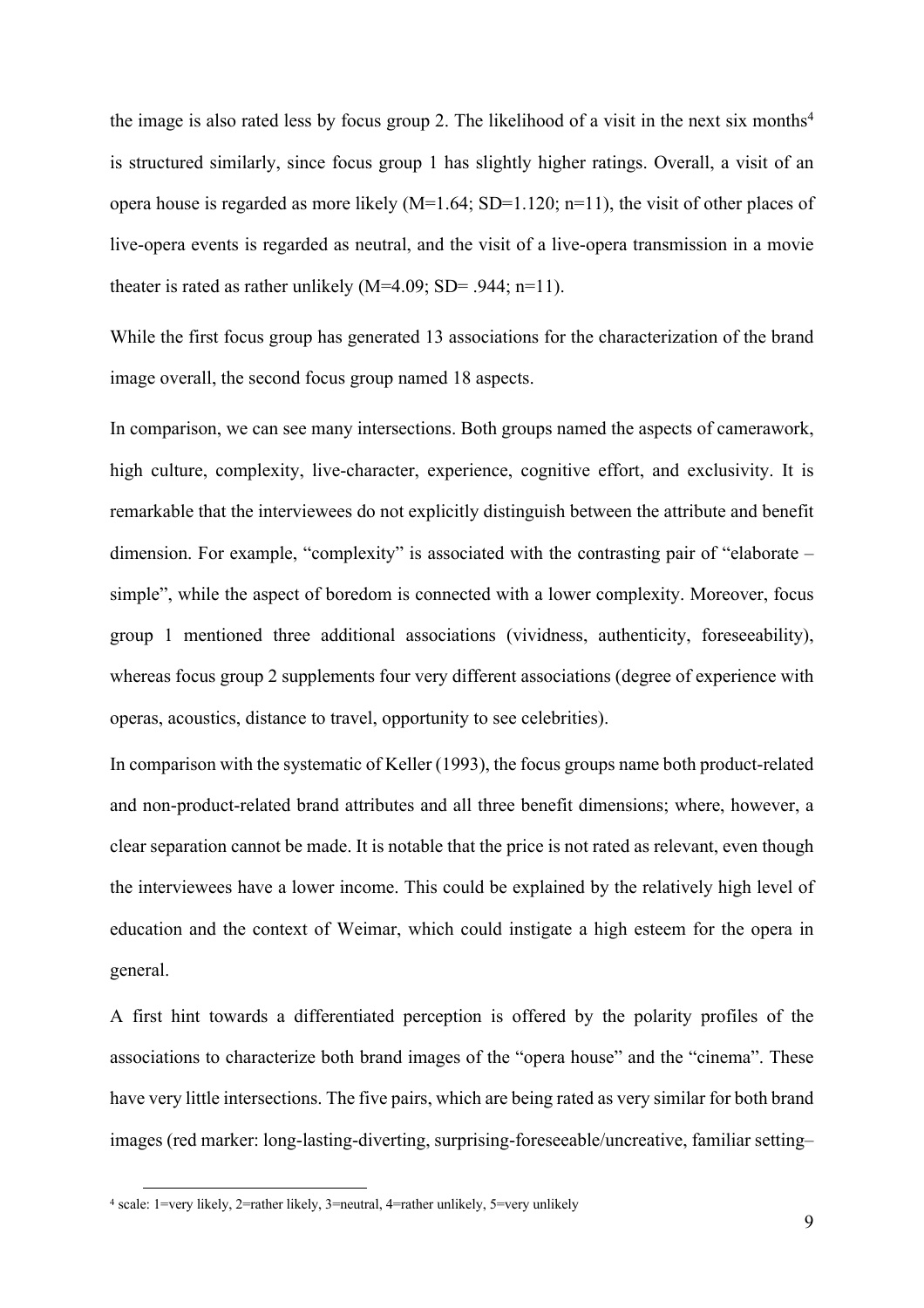the image is also rated less by focus group 2. The likelihood of a visit in the next six months[4] is structured similarly, since focus group 1 has slightly higher ratings. Overall, a visit of an opera house is regarded as more likely (M=1.64; SD=1.120; n=11), the visit of other places of live-opera events is regarded as neutral, and the visit of a live-opera transmission in a movie theater is rated as rather unlikely (M=4.09; SD= .944; n=11).

While the first focus group has generated 13 associations for the characterization of the brand image overall, the second focus group named 18 aspects.

In comparison, we can see many intersections. Both groups named the aspects of camerawork, high culture, complexity, live-character, experience, cognitive effort, and exclusivity. It is remarkable that the interviewees do not explicitly distinguish between the attribute and benefit dimension. For example, "complexity" is associated with the contrasting pair of "elaborate – simple", while the aspect of boredom is connected with a lower complexity. Moreover, focus group 1 mentioned three additional associations (vividness, authenticity, foreseeability), whereas focus group 2 supplements four very different associations (degree of experience with operas, acoustics, distance to travel, opportunity to see celebrities).

In comparison with the systematic of Keller (1993), the focus groups name both product-related and non-product-related brand attributes and all three benefit dimensions; where, however, a clear separation cannot be made. It is notable that the price is not rated as relevant, even though the interviewees have a lower income. This could be explained by the relatively high level of education and the context of Weimar, which could instigate a high esteem for the opera in general.

A first hint towards a differentiated perception is offered by the polarity profiles of the associations to characterize both brand images of the "opera house" and the "cinema". These have very little intersections. The five pairs, which are being rated as very similar for both brand images (red marker: long-lasting-diverting, surprising-foreseeable/uncreative, familiar setting–

[4] scale: 1=very likely, 2=rather likely, 3=neutral, 4=rather unlikely, 5=very unlikely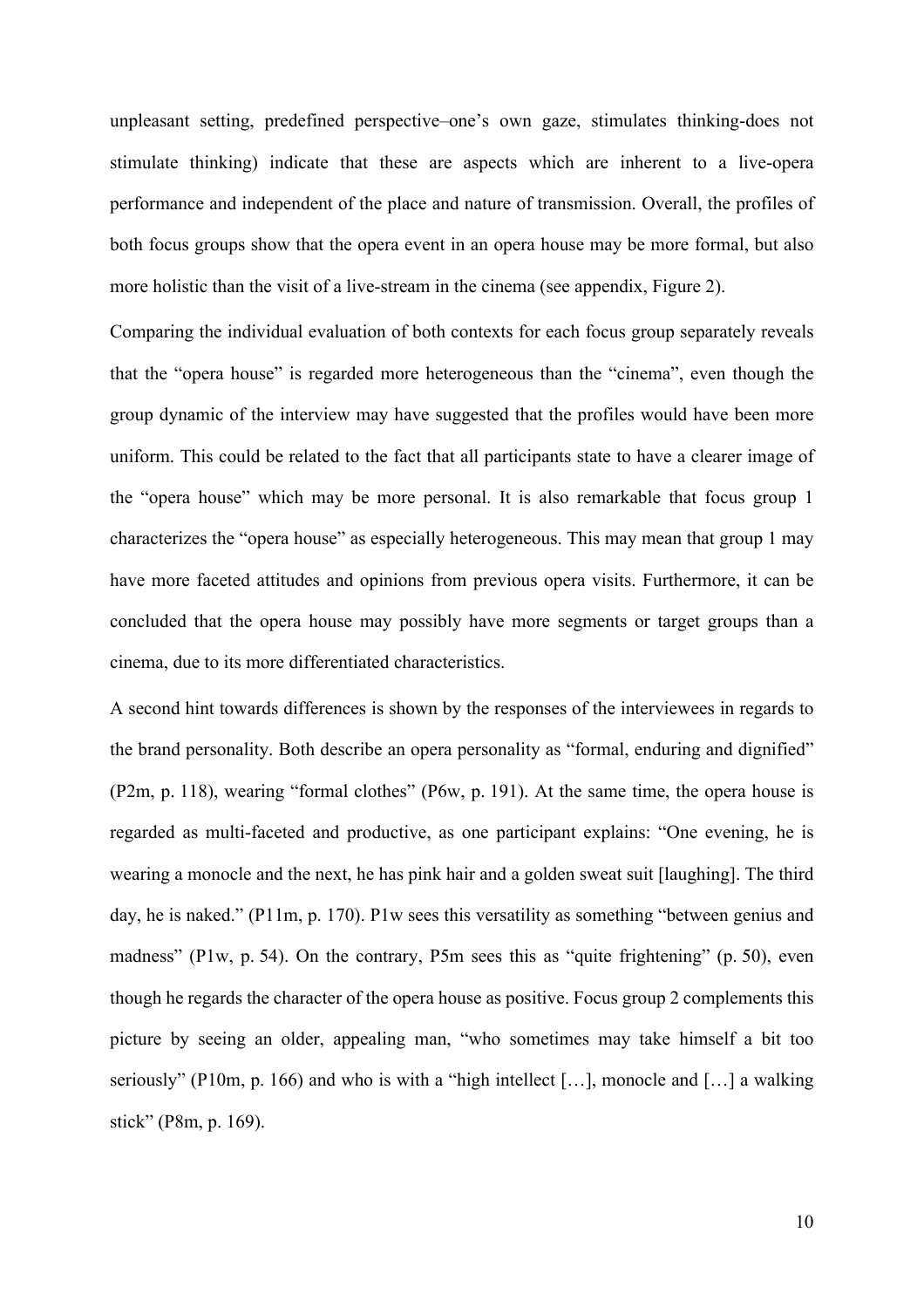unpleasant setting, predefined perspective–one's own gaze, stimulates thinking-does not stimulate thinking) indicate that these are aspects which are inherent to a live-opera performance and independent of the place and nature of transmission. Overall, the profiles of both focus groups show that the opera event in an opera house may be more formal, but also more holistic than the visit of a live-stream in the cinema (see appendix, Figure 2).

Comparing the individual evaluation of both contexts for each focus group separately reveals that the "opera house" is regarded more heterogeneous than the "cinema", even though the group dynamic of the interview may have suggested that the profiles would have been more uniform. This could be related to the fact that all participants state to have a clearer image of the "opera house" which may be more personal. It is also remarkable that focus group 1 characterizes the "opera house" as especially heterogeneous. This may mean that group 1 may have more faceted attitudes and opinions from previous opera visits. Furthermore, it can be concluded that the opera house may possibly have more segments or target groups than a cinema, due to its more differentiated characteristics.

A second hint towards differences is shown by the responses of the interviewees in regards to the brand personality. Both describe an opera personality as "formal, enduring and dignified" (P2m, p. 118), wearing "formal clothes" (P6w, p. 191). At the same time, the opera house is regarded as multi-faceted and productive, as one participant explains: "One evening, he is wearing a monocle and the next, he has pink hair and a golden sweat suit [laughing]. The third day, he is naked." (P11m, p. 170). P1w sees this versatility as something "between genius and madness" (P1w, p. 54). On the contrary, P5m sees this as "quite frightening" (p. 50), even though he regards the character of the opera house as positive. Focus group 2 complements this picture by seeing an older, appealing man, "who sometimes may take himself a bit too seriously" (P10m, p. 166) and who is with a "high intellect […], monocle and […] a walking stick" (P8m, p. 169).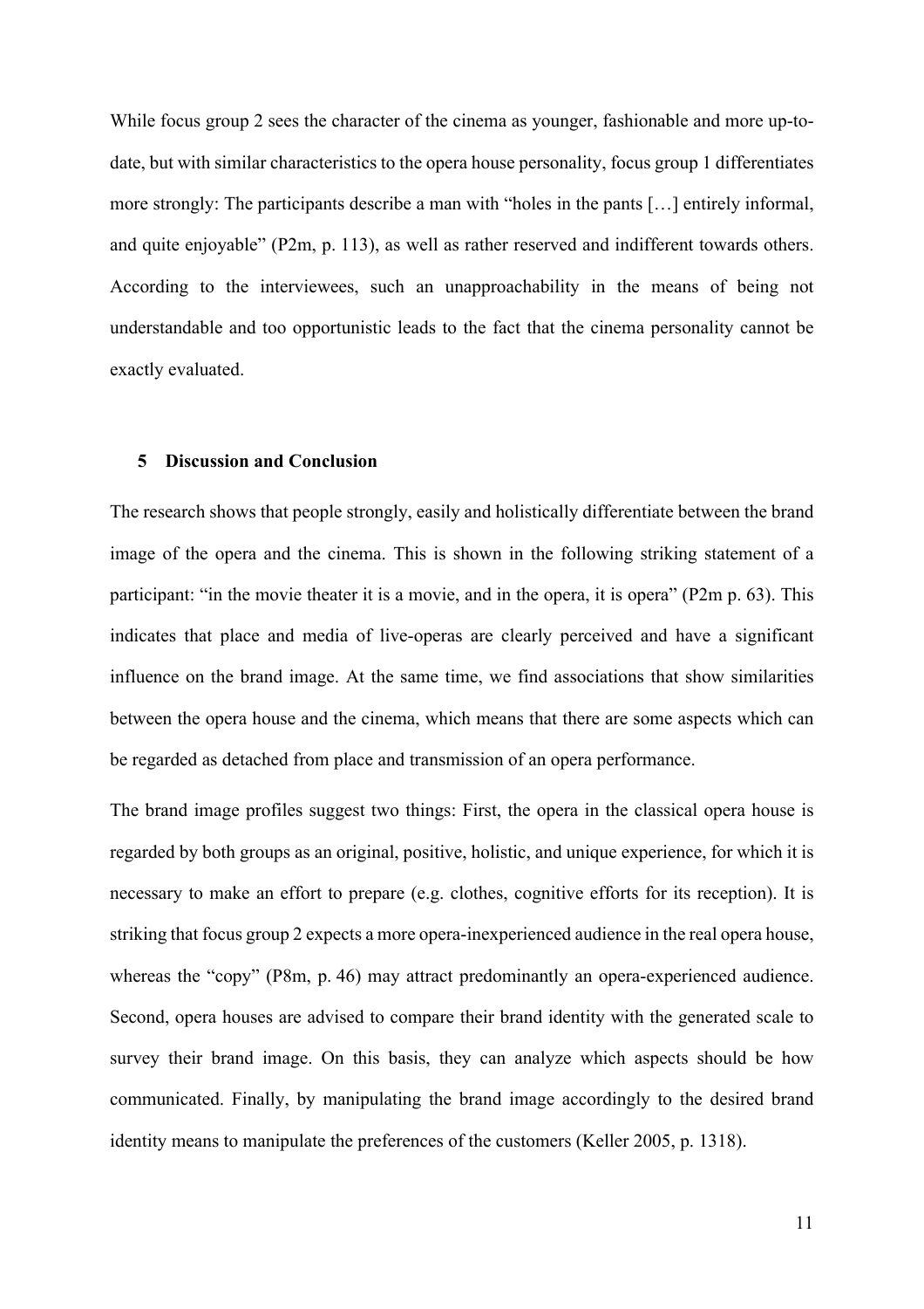While focus group 2 sees the character of the cinema as younger, fashionable and more up-to-date, but with similar characteristics to the opera house personality, focus group 1 differentiates more strongly: The participants describe a man with "holes in the pants […] entirely informal, and quite enjoyable" (P2m, p. 113), as well as rather reserved and indifferent towards others. According to the interviewees, such an unapproachability in the means of being not understandable and too opportunistic leads to the fact that the cinema personality cannot be exactly evaluated.

## 5 Discussion and Conclusion

The research shows that people strongly, easily and holistically differentiate between the brand image of the opera and the cinema. This is shown in the following striking statement of a participant: "in the movie theater it is a movie, and in the opera, it is opera" (P2m p. 63). This indicates that place and media of live-operas are clearly perceived and have a significant influence on the brand image. At the same time, we find associations that show similarities between the opera house and the cinema, which means that there are some aspects which can be regarded as detached from place and transmission of an opera performance.

The brand image profiles suggest two things: First, the opera in the classical opera house is regarded by both groups as an original, positive, holistic, and unique experience, for which it is necessary to make an effort to prepare (e.g. clothes, cognitive efforts for its reception). It is striking that focus group 2 expects a more opera-inexperienced audience in the real opera house, whereas the "copy" (P8m, p. 46) may attract predominantly an opera-experienced audience. Second, opera houses are advised to compare their brand identity with the generated scale to survey their brand image. On this basis, they can analyze which aspects should be how communicated. Finally, by manipulating the brand image accordingly to the desired brand identity means to manipulate the preferences of the customers (Keller 2005, p. 1318).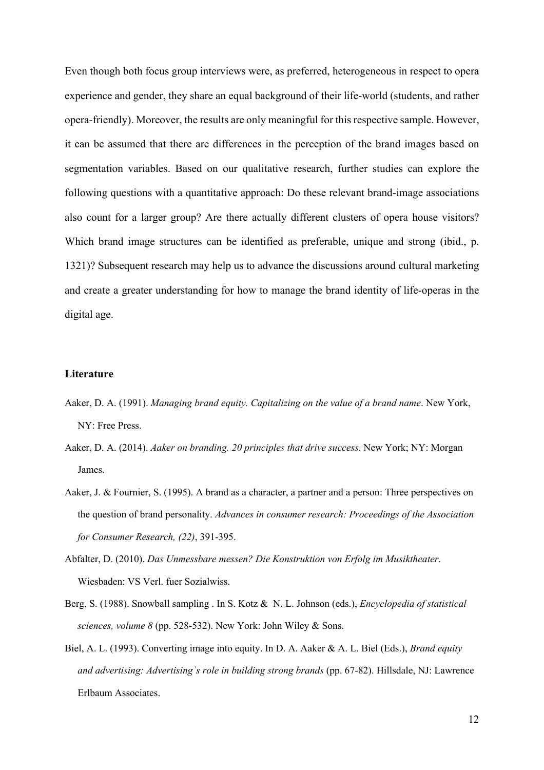Even though both focus group interviews were, as preferred, heterogeneous in respect to opera experience and gender, they share an equal background of their life-world (students, and rather opera-friendly). Moreover, the results are only meaningful for this respective sample. However, it can be assumed that there are differences in the perception of the brand images based on segmentation variables. Based on our qualitative research, further studies can explore the following questions with a quantitative approach: Do these relevant brand-image associations also count for a larger group? Are there actually different clusters of opera house visitors? Which brand image structures can be identified as preferable, unique and strong (ibid., p. 1321)? Subsequent research may help us to advance the discussions around cultural marketing and create a greater understanding for how to manage the brand identity of life-operas in the digital age.

## Literature

Aaker, D. A. (1991). *Managing brand equity. Capitalizing on the value of a brand name*. New York, NY: Free Press.

Aaker, D. A. (2014). *Aaker on branding. 20 principles that drive success*. New York; NY: Morgan James.

Aaker, J. & Fournier, S. (1995). A brand as a character, a partner and a person: Three perspectives on the question of brand personality. *Advances in consumer research: Proceedings of the Association for Consumer Research, (22)*, 391-395.

Abfalter, D. (2010). *Das Unmessbare messen? Die Konstruktion von Erfolg im Musiktheater*. Wiesbaden: VS Verl. fuer Sozialwiss.

Berg, S. (1988). Snowball sampling . In S. Kotz & N. L. Johnson (eds.), *Encyclopedia of statistical sciences, volume 8* (pp. 528-532). New York: John Wiley & Sons.

Biel, A. L. (1993). Converting image into equity. In D. A. Aaker & A. L. Biel (Eds.), *Brand equity and advertising: Advertising's role in building strong brands* (pp. 67-82). Hillsdale, NJ: Lawrence Erlbaum Associates.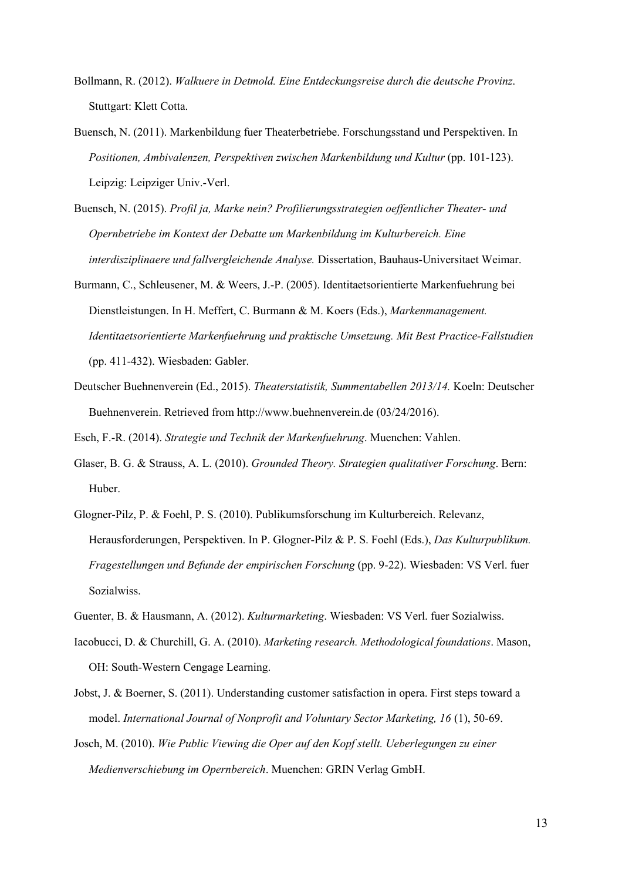Bollmann, R. (2012). *Walkuere in Detmold. Eine Entdeckungsreise durch die deutsche Provinz*. Stuttgart: Klett Cotta.

Buensch, N. (2011). Markenbildung fuer Theaterbetriebe. Forschungsstand und Perspektiven. In *Positionen, Ambivalenzen, Perspektiven zwischen Markenbildung und Kultur* (pp. 101-123). Leipzig: Leipziger Univ.-Verl.

Buensch, N. (2015). *Profil ja, Marke nein? Profilierungsstrategien oeffentlicher Theater- und Opernbetriebe im Kontext der Debatte um Markenbildung im Kulturbereich. Eine interdisziplinaere und fallvergleichende Analyse.* Dissertation, Bauhaus-Universitaet Weimar.

Burmann, C., Schleusener, M. & Weers, J.-P. (2005). Identitaetsorientierte Markenfuehrung bei Dienstleistungen. In H. Meffert, C. Burmann & M. Koers (Eds.), *Markenmanagement. Identitaetsorientierte Markenfuehrung und praktische Umsetzung. Mit Best Practice-Fallstudien* (pp. 411-432). Wiesbaden: Gabler.

Deutscher Buehnenverein (Ed., 2015). *Theaterstatistik, Summentabellen 2013/14.* Koeln: Deutscher Buehnenverein. Retrieved from http://www.buehnenverein.de (03/24/2016).

Esch, F.-R. (2014). *Strategie und Technik der Markenfuehrung*. Muenchen: Vahlen.

Glaser, B. G. & Strauss, A. L. (2010). *Grounded Theory. Strategien qualitativer Forschung*. Bern: Huber.

Glogner-Pilz, P. & Foehl, P. S. (2010). Publikumsforschung im Kulturbereich. Relevanz, Herausforderungen, Perspektiven. In P. Glogner-Pilz & P. S. Foehl (Eds.), *Das Kulturpublikum. Fragestellungen und Befunde der empirischen Forschung* (pp. 9-22). Wiesbaden: VS Verl. fuer Sozialwiss.

Guenter, B. & Hausmann, A. (2012). *Kulturmarketing*. Wiesbaden: VS Verl. fuer Sozialwiss.

Iacobucci, D. & Churchill, G. A. (2010). *Marketing research. Methodological foundations*. Mason, OH: South-Western Cengage Learning.

Jobst, J. & Boerner, S. (2011). Understanding customer satisfaction in opera. First steps toward a model. *International Journal of Nonprofit and Voluntary Sector Marketing, 16* (1), 50-69.

Josch, M. (2010). *Wie Public Viewing die Oper auf den Kopf stellt. Ueberlegungen zu einer Medienverschiebung im Opernbereich*. Muenchen: GRIN Verlag GmbH.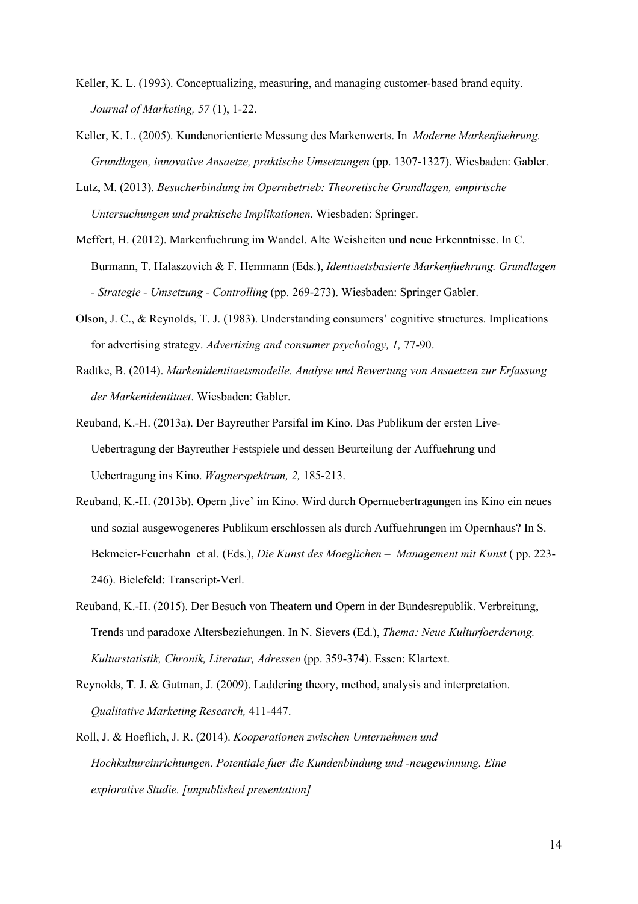Keller, K. L. (1993). Conceptualizing, measuring, and managing customer-based brand equity. *Journal of Marketing, 57* (1), 1-22.

Keller, K. L. (2005). Kundenorientierte Messung des Markenwerts. In *Moderne Markenfuehrung. Grundlagen, innovative Ansaetze, praktische Umsetzungen* (pp. 1307-1327). Wiesbaden: Gabler.

Lutz, M. (2013). *Besucherbindung im Opernbetrieb: Theoretische Grundlagen, empirische Untersuchungen und praktische Implikationen*. Wiesbaden: Springer.

Meffert, H. (2012). Markenfuehrung im Wandel. Alte Weisheiten und neue Erkenntnisse. In C. Burmann, T. Halaszovich & F. Hemmann (Eds.), *Identiaetsbasierte Markenfuehrung. Grundlagen - Strategie - Umsetzung - Controlling* (pp. 269-273). Wiesbaden: Springer Gabler.

Olson, J. C., & Reynolds, T. J. (1983). Understanding consumers' cognitive structures. Implications for advertising strategy. *Advertising and consumer psychology, 1,* 77-90.

Radtke, B. (2014). *Markenidentitaetsmodelle. Analyse und Bewertung von Ansaetzen zur Erfassung der Markenidentitaet*. Wiesbaden: Gabler.

Reuband, K.-H. (2013a). Der Bayreuther Parsifal im Kino. Das Publikum der ersten Live-Uebertragung der Bayreuther Festspiele und dessen Beurteilung der Auffuehrung und Uebertragung ins Kino. *Wagnerspektrum, 2,* 185-213.

Reuband, K.-H. (2013b). Opern ‚live' im Kino. Wird durch Opernuebertragungen ins Kino ein neues und sozial ausgewogeneres Publikum erschlossen als durch Auffuehrungen im Opernhaus? In S. Bekmeier-Feuerhahn et al. (Eds.), *Die Kunst des Moeglichen – Management mit Kunst* ( pp. 223-246). Bielefeld: Transcript-Verl.

Reuband, K.-H. (2015). Der Besuch von Theatern und Opern in der Bundesrepublik. Verbreitung, Trends und paradoxe Altersbeziehungen. In N. Sievers (Ed.), *Thema: Neue Kulturfoerderung. Kulturstatistik, Chronik, Literatur, Adressen* (pp. 359-374). Essen: Klartext.

Reynolds, T. J. & Gutman, J. (2009). Laddering theory, method, analysis and interpretation. *Qualitative Marketing Research,* 411-447.

Roll, J. & Hoeflich, J. R. (2014). *Kooperationen zwischen Unternehmen und Hochkultureinrichtungen. Potentiale fuer die Kundenbindung und -neugewinnung. Eine explorative Studie. [unpublished presentation]*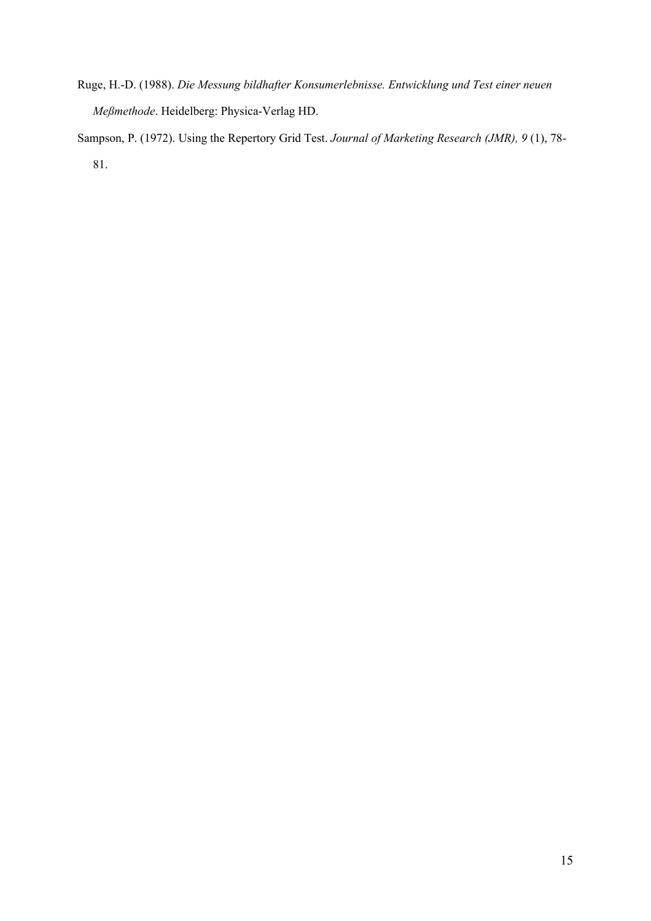Ruge, H.-D. (1988). *Die Messung bildhafter Konsumerlebnisse. Entwicklung und Test einer neuen Meßmethode*. Heidelberg: Physica-Verlag HD.

Sampson, P. (1972). Using the Repertory Grid Test. *Journal of Marketing Research (JMR), 9* (1), 78-81.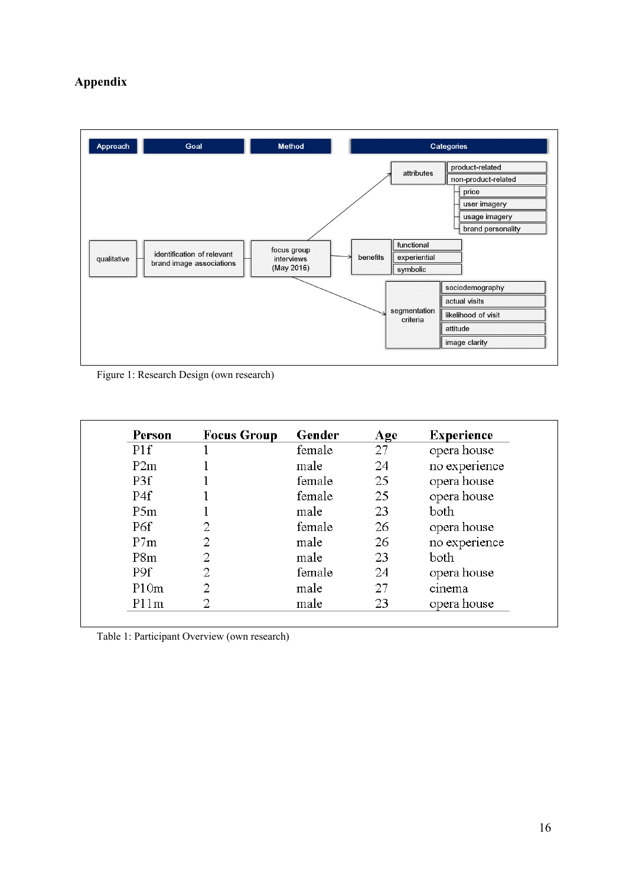## Appendix

| Approach | Goal | Method | Categories | | |
|---|---|---|---|---|---|
| qualitative | identification of relevant brand image associations | focus group interviews (May 2016) | attributes | product-related | |
| | | | | non-product-related | price |
| | | | | | user imagery |
| | | | | | usage imagery |
| | | | | | brand personality |
| | | | benefits | functional | |
| | | | | experiential | |
| | | | | symbolic | |
| | | | segmentation criteria | sociodemography | |
| | | | | actual visits | |
| | | | | likelihood of visit | |
| | | | | attitude | |
| | | | | image clarity | |

Figure 1: Research Design (own research)

| Person | Focus Group | Gender | Age | Experience |
|---|---|---|---|---|
| P1f | 1 | female | 27 | opera house |
| P2m | 1 | male | 24 | no experience |
| P3f | 1 | female | 25 | opera house |
| P4f | 1 | female | 25 | opera house |
| P5m | 1 | male | 23 | both |
| P6f | 2 | female | 26 | opera house |
| P7m | 2 | male | 26 | no experience |
| P8m | 2 | male | 23 | both |
| P9f | 2 | female | 24 | opera house |
| P10m | 2 | male | 27 | cinema |
| P11m | 2 | male | 23 | opera house |

Table 1: Participant Overview (own research)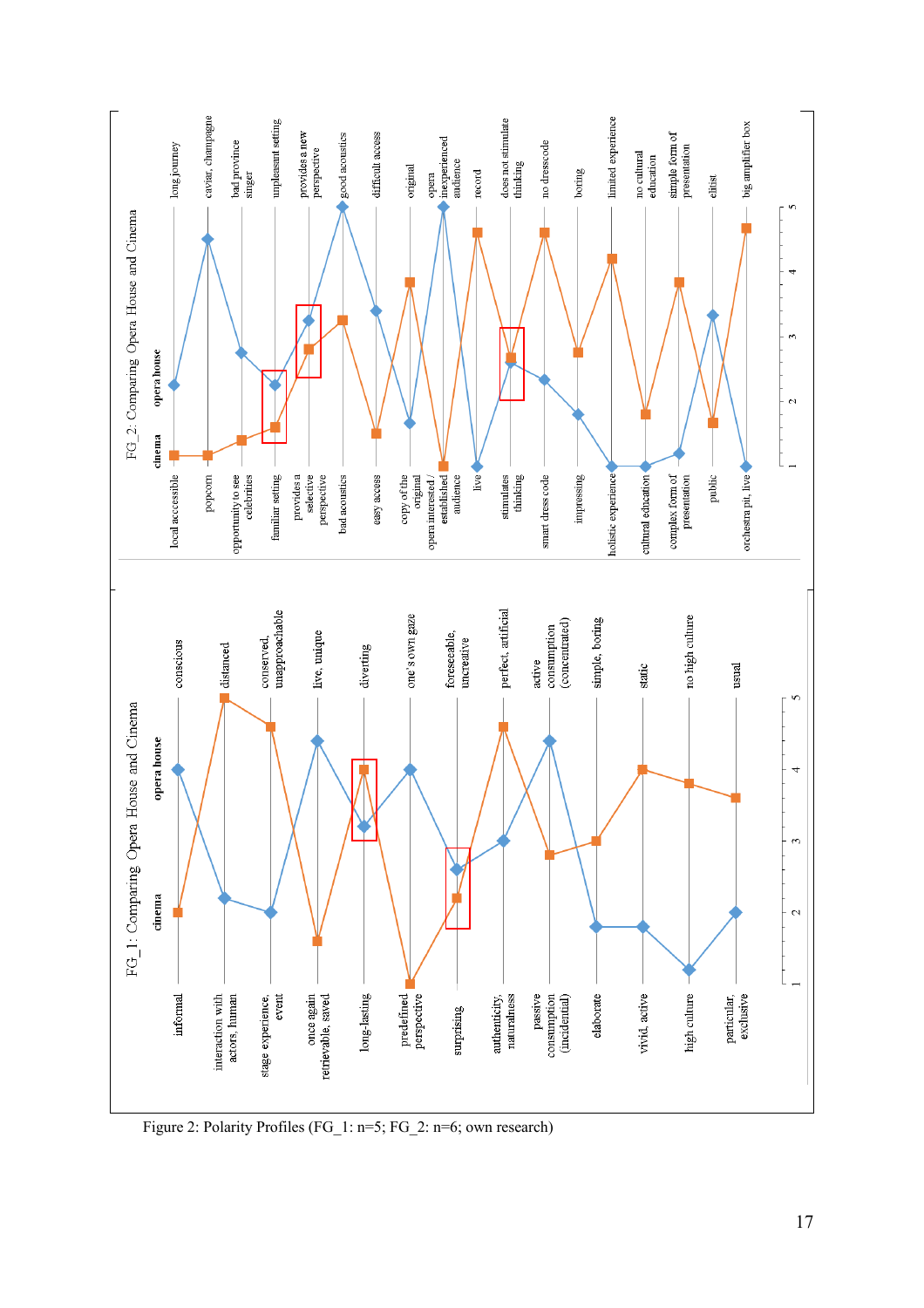FG_1: Comparing Opera House and Cinema

cinema

opera house

informal

interaction with actors, human

stage experience, event

once again retrievable, saved

long-lasting

predefined perspective

surprising

authenticity, naturalness

passive consumption (incidental)

elaborate

vivid, active

high culture

particular, exclusive

conscious

distanced

conserved, unapproachable

live, unique

diverting

one's own gaze

foreseeable, uncreative

perfect, artificial

active consumption (concentrated)

simple, boring

static

no high culture

usual

1

2

3

4

5

FG_2: Comparing Opera House and Cinema

cinema

opera house

local accessible

popcorn

opportunity to see celebrities

familiar setting

provides a selective perspective

bad acoustics

easy access

copy of the original

opera interested / established audience

live

stimulates thinking

smart dress code

impressing

holistic experience

cultural education

complex form of presentation

public

orchestra pit, live

long journey

caviar, champagne

bad province singer

unpleasant setting

provides a new perspective

good acoustics

difficult access

original

opera inexperienced audience

record

does not stimulate thinking

no dresscode

boring

limited experience

no cultural education

simple form of presentation

elitist

big amplifier box

1

2

3

4

5

Figure 2: Polarity Profiles (FG_1: n=5; FG_2: n=6; own research)